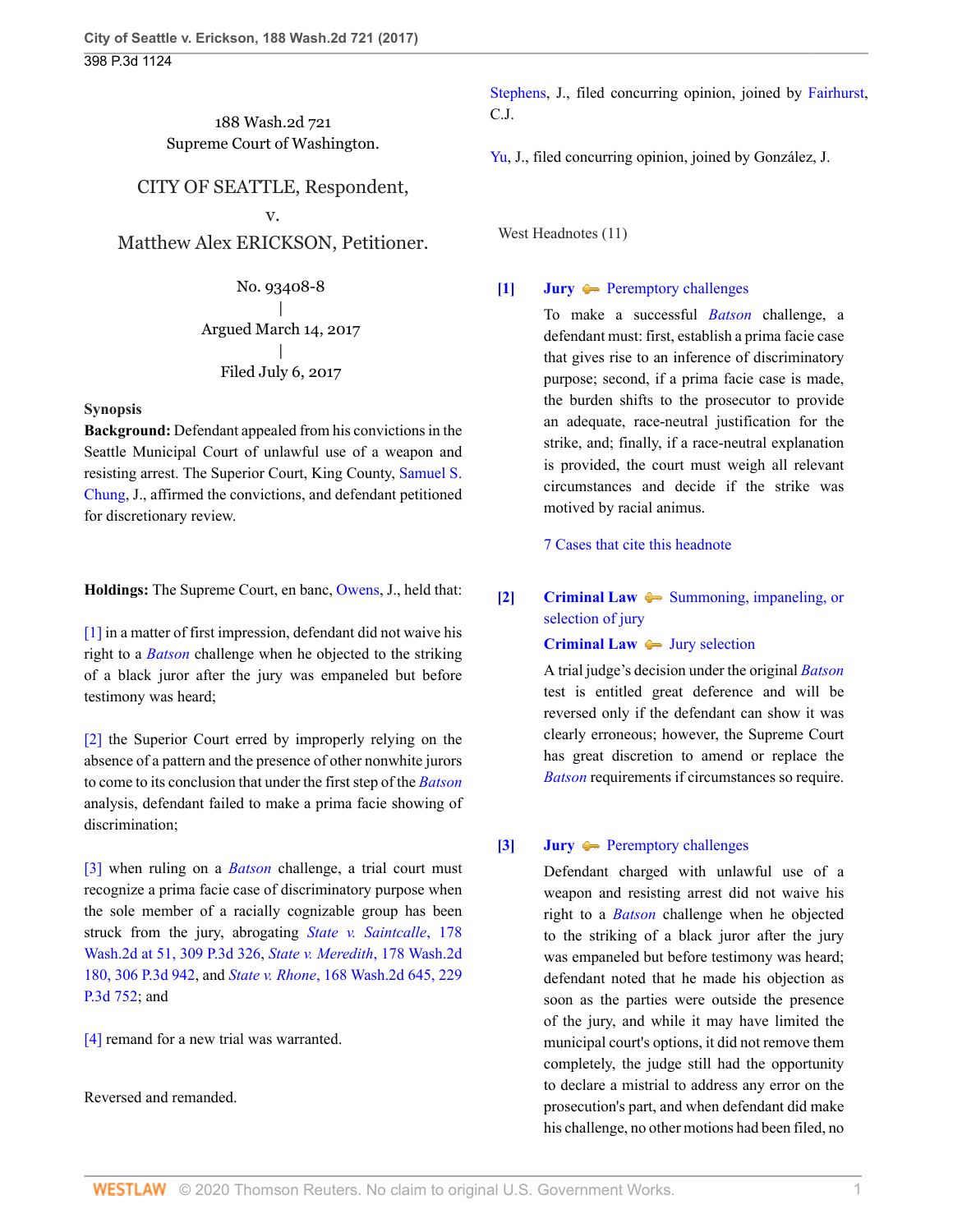188 Wash.2d 721
Supreme Court of Washington.

CITY OF SEATTLE, Respondent,
v.
Matthew Alex ERICKSON, Petitioner.

No. 93408-8
|
Argued March 14, 2017
|
Filed July 6, 2017

**Synopsis**

**Background:** Defendant appealed from his convictions in the Seattle Municipal Court of unlawful use of a weapon and resisting arrest. The Superior Court, King County, Samuel S. Chung, J., affirmed the convictions, and defendant petitioned for discretionary review.

**Holdings:** The Supreme Court, en banc, Owens, J., held that:

[1] in a matter of first impression, defendant did not waive his right to a *Batson* challenge when he objected to the striking of a black juror after the jury was empaneled but before testimony was heard;

[2] the Superior Court erred by improperly relying on the absence of a pattern and the presence of other nonwhite jurors to come to its conclusion that under the first step of the *Batson* analysis, defendant failed to make a prima facie showing of discrimination;

[3] when ruling on a *Batson* challenge, a trial court must recognize a prima facie case of discriminatory purpose when the sole member of a racially cognizable group has been struck from the jury, abrogating *State v. Saintcalle*, 178 Wash.2d at 51, 309 P.3d 326, *State v. Meredith*, 178 Wash.2d 180, 306 P.3d 942, and *State v. Rhone*, 168 Wash.2d 645, 229 P.3d 752; and

[4] remand for a new trial was warranted.

Reversed and remanded.

Stephens, J., filed concurring opinion, joined by Fairhurst, C.J.

Yu, J., filed concurring opinion, joined by González, J.

West Headnotes (11)

**[1] Jury** — Peremptory challenges

To make a successful *Batson* challenge, a defendant must: first, establish a prima facie case that gives rise to an inference of discriminatory purpose; second, if a prima facie case is made, the burden shifts to the prosecutor to provide an adequate, race-neutral justification for the strike, and; finally, if a race-neutral explanation is provided, the court must weigh all relevant circumstances and decide if the strike was motivated by racial animus.

7 Cases that cite this headnote

**[2] Criminal Law** — Summoning, impaneling, or selection of jury

**Criminal Law** — Jury selection

A trial judge's decision under the original *Batson* test is entitled great deference and will be reversed only if the defendant can show it was clearly erroneous; however, the Supreme Court has great discretion to amend or replace the *Batson* requirements if circumstances so require.

**[3] Jury** — Peremptory challenges

Defendant charged with unlawful use of a weapon and resisting arrest did not waive his right to a *Batson* challenge when he objected to the striking of a black juror after the jury was empaneled but before testimony was heard; defendant noted that he made his objection as soon as the parties were outside the presence of the jury, and while it may have limited the municipal court's options, it did not remove them completely, the judge still had the opportunity to declare a mistrial to address any error on the prosecution's part, and when defendant did make his challenge, no other motions had been filed, no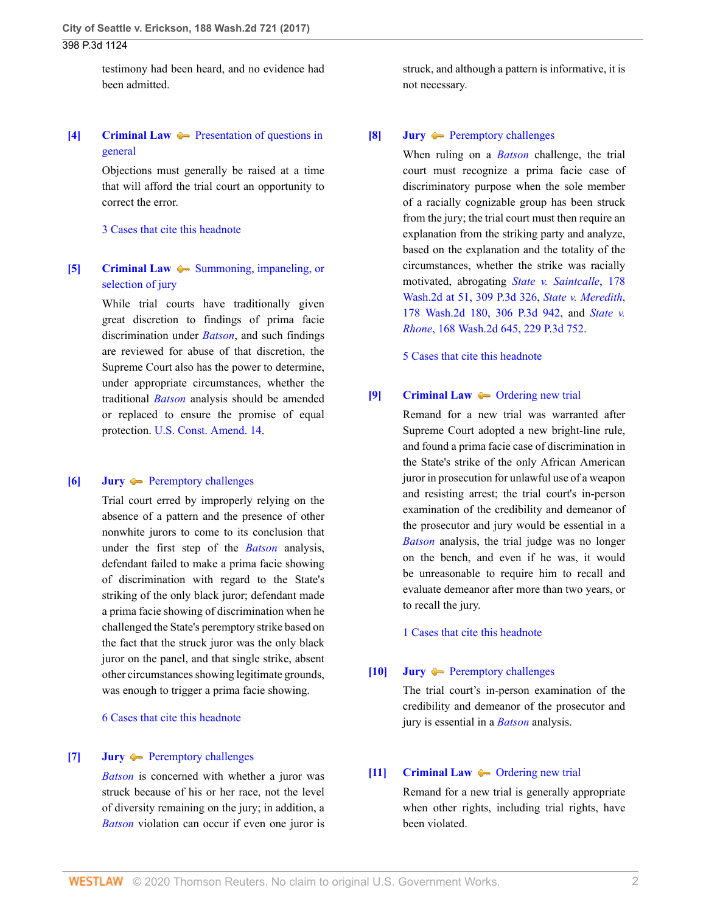testimony had been heard, and no evidence had been admitted.

**[4]** **Criminal Law** Presentation of questions in general

Objections must generally be raised at a time that will afford the trial court an opportunity to correct the error.

3 Cases that cite this headnote

**[5]** **Criminal Law** Summoning, impaneling, or selection of jury

While trial courts have traditionally given great discretion to findings of prima facie discrimination under *Batson*, and such findings are reviewed for abuse of that discretion, the Supreme Court also has the power to determine, under appropriate circumstances, whether the traditional *Batson* analysis should be amended or replaced to ensure the promise of equal protection. U.S. Const. Amend. 14.

**[6]** **Jury** Peremptory challenges

Trial court erred by improperly relying on the absence of a pattern and the presence of other nonwhite jurors to come to its conclusion that under the first step of the *Batson* analysis, defendant failed to make a prima facie showing of discrimination with regard to the State's striking of the only black juror; defendant made a prima facie showing of discrimination when he challenged the State's peremptory strike based on the fact that the struck juror was the only black juror on the panel, and that single strike, absent other circumstances showing legitimate grounds, was enough to trigger a prima facie showing.

6 Cases that cite this headnote

**[7]** **Jury** Peremptory challenges

*Batson* is concerned with whether a juror was struck because of his or her race, not the level of diversity remaining on the jury; in addition, a *Batson* violation can occur if even one juror is struck, and although a pattern is informative, it is not necessary.

**[8]** **Jury** Peremptory challenges

When ruling on a *Batson* challenge, the trial court must recognize a prima facie case of discriminatory purpose when the sole member of a racially cognizable group has been struck from the jury; the trial court must then require an explanation from the striking party and analyze, based on the explanation and the totality of the circumstances, whether the strike was racially motivated, abrogating *State v. Saintcalle*, 178 Wash.2d at 51, 309 P.3d 326, *State v. Meredith*, 178 Wash.2d 180, 306 P.3d 942, and *State v. Rhone*, 168 Wash.2d 645, 229 P.3d 752.

5 Cases that cite this headnote

**[9]** **Criminal Law** Ordering new trial

Remand for a new trial was warranted after Supreme Court adopted a new bright-line rule, and found a prima facie case of discrimination in the State's strike of the only African American juror in prosecution for unlawful use of a weapon and resisting arrest; the trial court's in-person examination of the credibility and demeanor of the prosecutor and jury would be essential in a *Batson* analysis, the trial judge was no longer on the bench, and even if he was, it would be unreasonable to require him to recall and evaluate demeanor after more than two years, or to recall the jury.

1 Cases that cite this headnote

**[10]** **Jury** Peremptory challenges

The trial court's in-person examination of the credibility and demeanor of the prosecutor and jury is essential in a *Batson* analysis.

**[11]** **Criminal Law** Ordering new trial

Remand for a new trial is generally appropriate when other rights, including trial rights, have been violated.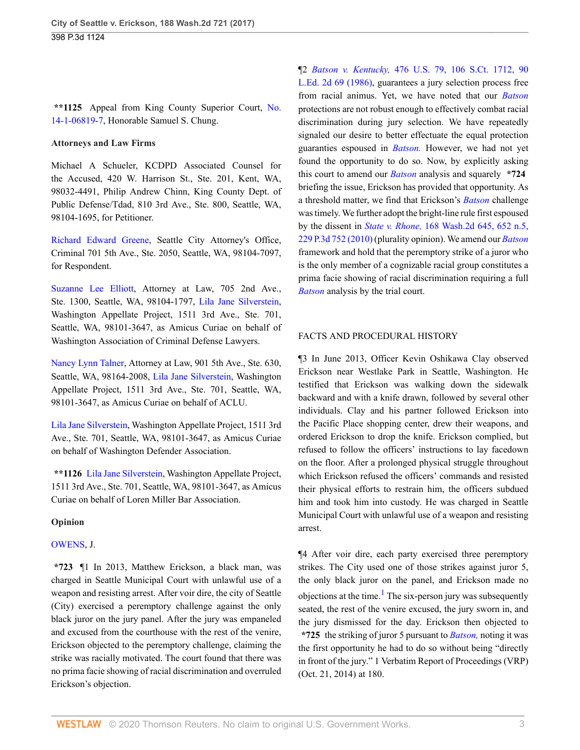**\*\*1125** Appeal from King County Superior Court, No. 14-1-06819-7, Honorable Samuel S. Chung.

**Attorneys and Law Firms**

Michael A Schueler, KCDPD Associated Counsel for the Accused, 420 W. Harrison St., Ste. 201, Kent, WA, 98032-4491, Philip Andrew Chinn, King County Dept. of Public Defense/Tdad, 810 3rd Ave., Ste. 800, Seattle, WA, 98104-1695, for Petitioner.

Richard Edward Greene, Seattle City Attorney's Office, Criminal 701 5th Ave., Ste. 2050, Seattle, WA, 98104-7097, for Respondent.

Suzanne Lee Elliott, Attorney at Law, 705 2nd Ave., Ste. 1300, Seattle, WA, 98104-1797, Lila Jane Silverstein, Washington Appellate Project, 1511 3rd Ave., Ste. 701, Seattle, WA, 98101-3647, as Amicus Curiae on behalf of Washington Association of Criminal Defense Lawyers.

Nancy Lynn Talner, Attorney at Law, 901 5th Ave., Ste. 630, Seattle, WA, 98164-2008, Lila Jane Silverstein, Washington Appellate Project, 1511 3rd Ave., Ste. 701, Seattle, WA, 98101-3647, as Amicus Curiae on behalf of ACLU.

Lila Jane Silverstein, Washington Appellate Project, 1511 3rd Ave., Ste. 701, Seattle, WA, 98101-3647, as Amicus Curiae on behalf of Washington Defender Association.

**\*\*1126** Lila Jane Silverstein, Washington Appellate Project, 1511 3rd Ave., Ste. 701, Seattle, WA, 98101-3647, as Amicus Curiae on behalf of Loren Miller Bar Association.

**Opinion**

OWENS, J.

**\*723** ¶1 In 2013, Matthew Erickson, a black man, was charged in Seattle Municipal Court with unlawful use of a weapon and resisting arrest. After voir dire, the city of Seattle (City) exercised a peremptory challenge against the only black juror on the jury panel. After the jury was empaneled and excused from the courthouse with the rest of the venire, Erickson objected to the peremptory challenge, claiming the strike was racially motivated. The court found that there was no prima facie showing of racial discrimination and overruled Erickson's objection.

¶2 *Batson v. Kentucky,* 476 U.S. 79, 106 S.Ct. 1712, 90 L.Ed. 2d 69 (1986), guarantees a jury selection process free from racial animus. Yet, we have noted that our *Batson* protections are not robust enough to effectively combat racial discrimination during jury selection. We have repeatedly signaled our desire to better effectuate the equal protection guaranties espoused in *Batson.* However, we had not yet found the opportunity to do so. Now, by explicitly asking this court to amend our *Batson* analysis and squarely **\*724** briefing the issue, Erickson has provided that opportunity. As a threshold matter, we find that Erickson's *Batson* challenge was timely. We further adopt the bright-line rule first espoused by the dissent in *State v. Rhone,* 168 Wash.2d 645, 652 n.5, 229 P.3d 752 (2010) (plurality opinion). We amend our *Batson* framework and hold that the peremptory strike of a juror who is the only member of a cognizable racial group constitutes a prima facie showing of racial discrimination requiring a full *Batson* analysis by the trial court.

## FACTS AND PROCEDURAL HISTORY

¶3 In June 2013, Officer Kevin Oshikawa Clay observed Erickson near Westlake Park in Seattle, Washington. He testified that Erickson was walking down the sidewalk backward and with a knife drawn, followed by several other individuals. Clay and his partner followed Erickson into the Pacific Place shopping center, drew their weapons, and ordered Erickson to drop the knife. Erickson complied, but refused to follow the officers' instructions to lay facedown on the floor. After a prolonged physical struggle throughout which Erickson refused the officers' commands and resisted their physical efforts to restrain him, the officers subdued him and took him into custody. He was charged in Seattle Municipal Court with unlawful use of a weapon and resisting arrest.

¶4 After voir dire, each party exercised three peremptory strikes. The City used one of those strikes against juror 5, the only black juror on the panel, and Erickson made no objections at the time.[1] The six-person jury was subsequently seated, the rest of the venire excused, the jury sworn in, and the jury dismissed for the day. Erickson then objected to **\*725** the striking of juror 5 pursuant to *Batson,* noting it was the first opportunity he had to do so without being "directly in front of the jury." 1 Verbatim Report of Proceedings (VRP) (Oct. 21, 2014) at 180.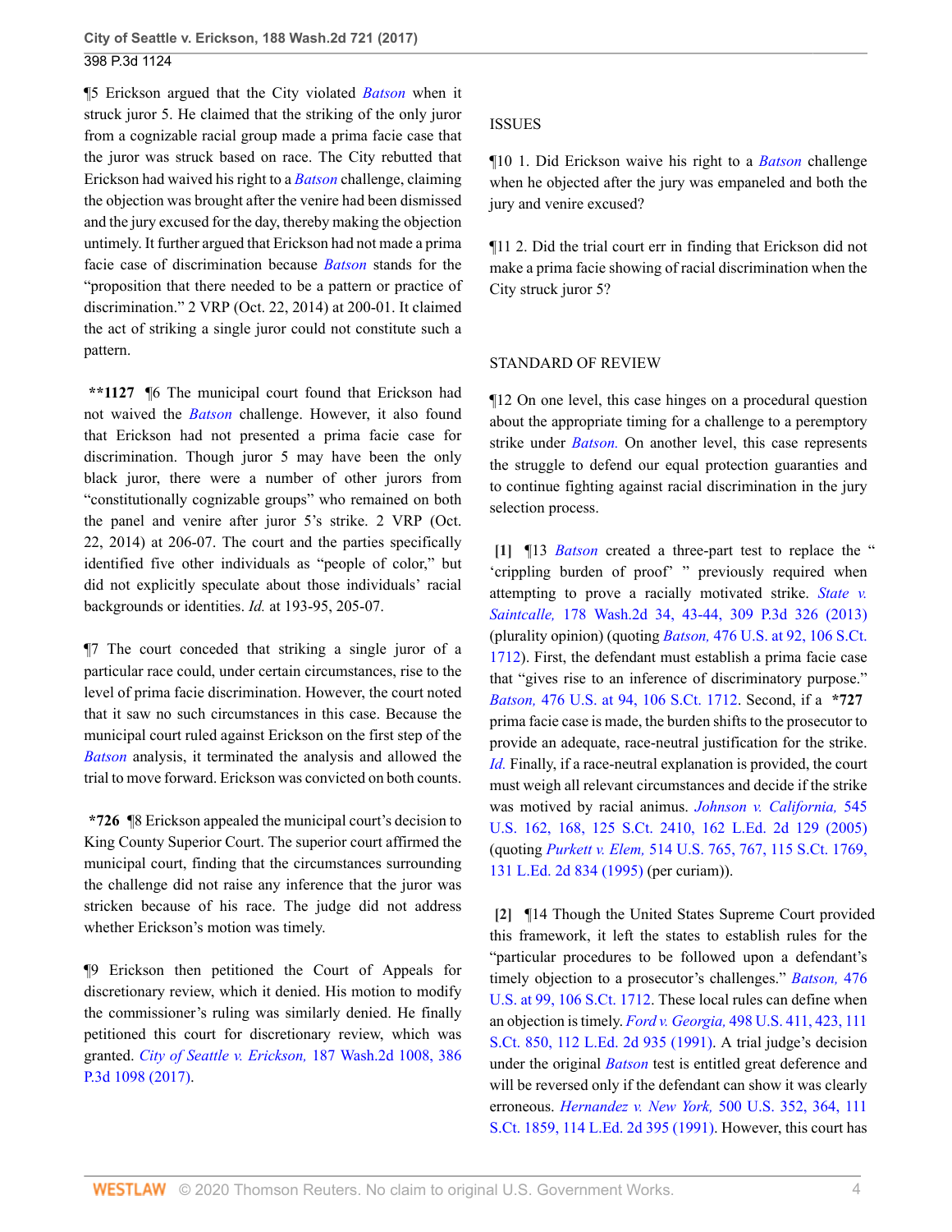¶5 Erickson argued that the City violated *Batson* when it struck juror 5. He claimed that the striking of the only juror from a cognizable racial group made a prima facie case that the juror was struck based on race. The City rebutted that Erickson had waived his right to a *Batson* challenge, claiming the objection was brought after the venire had been dismissed and the jury excused for the day, thereby making the objection untimely. It further argued that Erickson had not made a prima facie case of discrimination because *Batson* stands for the "proposition that there needed to be a pattern or practice of discrimination." 2 VRP (Oct. 22, 2014) at 200-01. It claimed the act of striking a single juror could not constitute such a pattern.

**\*\*1127** ¶6 The municipal court found that Erickson had not waived the *Batson* challenge. However, it also found that Erickson had not presented a prima facie case for discrimination. Though juror 5 may have been the only black juror, there were a number of other jurors from "constitutionally cognizable groups" who remained on both the panel and venire after juror 5's strike. 2 VRP (Oct. 22, 2014) at 206-07. The court and the parties specifically identified five other individuals as "people of color," but did not explicitly speculate about those individuals' racial backgrounds or identities. *Id.* at 193-95, 205-07.

¶7 The court conceded that striking a single juror of a particular race could, under certain circumstances, rise to the level of prima facie discrimination. However, the court noted that it saw no such circumstances in this case. Because the municipal court ruled against Erickson on the first step of the *Batson* analysis, it terminated the analysis and allowed the trial to move forward. Erickson was convicted on both counts.

**\*726** ¶8 Erickson appealed the municipal court's decision to King County Superior Court. The superior court affirmed the municipal court, finding that the circumstances surrounding the challenge did not raise any inference that the juror was stricken because of his race. The judge did not address whether Erickson's motion was timely.

¶9 Erickson then petitioned the Court of Appeals for discretionary review, which it denied. His motion to modify the commissioner's ruling was similarly denied. He finally petitioned this court for discretionary review, which was granted. *City of Seattle v. Erickson,* 187 Wash.2d 1008, 386 P.3d 1098 (2017).

## ISSUES

¶10 1. Did Erickson waive his right to a *Batson* challenge when he objected after the jury was empaneled and both the jury and venire excused?

¶11 2. Did the trial court err in finding that Erickson did not make a prima facie showing of racial discrimination when the City struck juror 5?

## STANDARD OF REVIEW

¶12 On one level, this case hinges on a procedural question about the appropriate timing for a challenge to a peremptory strike under *Batson.* On another level, this case represents the struggle to defend our equal protection guaranties and to continue fighting against racial discrimination in the jury selection process.

**[1]** ¶13 *Batson* created a three-part test to replace the " 'crippling burden of proof' " previously required when attempting to prove a racially motivated strike. *State v. Saintcalle,* 178 Wash.2d 34, 43-44, 309 P.3d 326 (2013) (plurality opinion) (quoting *Batson,* 476 U.S. at 92, 106 S.Ct. 1712). First, the defendant must establish a prima facie case that "gives rise to an inference of discriminatory purpose." *Batson,* 476 U.S. at 94, 106 S.Ct. 1712. Second, if a **\*727** prima facie case is made, the burden shifts to the prosecutor to provide an adequate, race-neutral justification for the strike. *Id.* Finally, if a race-neutral explanation is provided, the court must weigh all relevant circumstances and decide if the strike was motived by racial animus. *Johnson v. California,* 545 U.S. 162, 168, 125 S.Ct. 2410, 162 L.Ed. 2d 129 (2005) (quoting *Purkett v. Elem,* 514 U.S. 765, 767, 115 S.Ct. 1769, 131 L.Ed. 2d 834 (1995) (per curiam)).

**[2]** ¶14 Though the United States Supreme Court provided this framework, it left the states to establish rules for the "particular procedures to be followed upon a defendant's timely objection to a prosecutor's challenges." *Batson,* 476 U.S. at 99, 106 S.Ct. 1712. These local rules can define when an objection is timely. *Ford v. Georgia,* 498 U.S. 411, 423, 111 S.Ct. 850, 112 L.Ed. 2d 935 (1991). A trial judge's decision under the original *Batson* test is entitled great deference and will be reversed only if the defendant can show it was clearly erroneous. *Hernandez v. New York,* 500 U.S. 352, 364, 111 S.Ct. 1859, 114 L.Ed. 2d 395 (1991). However, this court has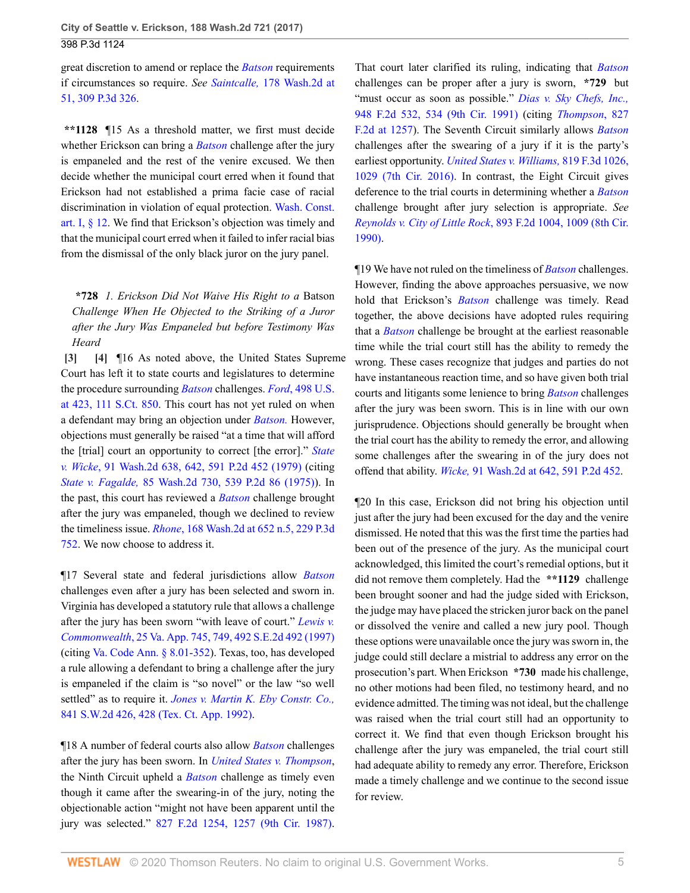great discretion to amend or replace the *Batson* requirements if circumstances so require. *See Saintcalle,* 178 Wash.2d at 51, 309 P.3d 326.

**\*\*1128** ¶15 As a threshold matter, we first must decide whether Erickson can bring a *Batson* challenge after the jury is empaneled and the rest of the venire excused. We then decide whether the municipal court erred when it found that Erickson had not established a prima facie case of racial discrimination in violation of equal protection. Wash. Const. art. I, § 12. We find that Erickson's objection was timely and that the municipal court erred when it failed to infer racial bias from the dismissal of the only black juror on the jury panel.

**\*728** *1. Erickson Did Not Waive His Right to a* Batson *Challenge When He Objected to the Striking of a Juror after the Jury Was Empaneled but before Testimony Was Heard*

**[3] [4]** ¶16 As noted above, the United States Supreme Court has left it to state courts and legislatures to determine the procedure surrounding *Batson* challenges. *Ford*, 498 U.S. at 423, 111 S.Ct. 850. This court has not yet ruled on when a defendant may bring an objection under *Batson.* However, objections must generally be raised "at a time that will afford the [trial] court an opportunity to correct [the error]." *State v. Wicke*, 91 Wash.2d 638, 642, 591 P.2d 452 (1979) (citing *State v. Fagalde,* 85 Wash.2d 730, 539 P.2d 86 (1975)). In the past, this court has reviewed a *Batson* challenge brought after the jury was empaneled, though we declined to review the timeliness issue. *Rhone*, 168 Wash.2d at 652 n.5, 229 P.3d 752. We now choose to address it.

¶17 Several state and federal jurisdictions allow *Batson* challenges even after a jury has been selected and sworn in. Virginia has developed a statutory rule that allows a challenge after the jury has been sworn "with leave of court." *Lewis v. Commonwealth*, 25 Va. App. 745, 749, 492 S.E.2d 492 (1997) (citing Va. Code Ann. § 8.01-352). Texas, too, has developed a rule allowing a defendant to bring a challenge after the jury is empaneled if the claim is "so novel" or the law "so well settled" as to require it. *Jones v. Martin K. Eby Constr. Co.,* 841 S.W.2d 426, 428 (Tex. Ct. App. 1992).

¶18 A number of federal courts also allow *Batson* challenges after the jury has been sworn. In *United States v. Thompson*, the Ninth Circuit upheld a *Batson* challenge as timely even though it came after the swearing-in of the jury, noting the objectionable action "might not have been apparent until the jury was selected." 827 F.2d 1254, 1257 (9th Cir. 1987). That court later clarified its ruling, indicating that *Batson* challenges can be proper after a jury is sworn, **\*729** but "must occur as soon as possible." *Dias v. Sky Chefs, Inc.,* 948 F.2d 532, 534 (9th Cir. 1991) (citing *Thompson*, 827 F.2d at 1257). The Seventh Circuit similarly allows *Batson* challenges after the swearing of a jury if it is the party's earliest opportunity. *United States v. Williams,* 819 F.3d 1026, 1029 (7th Cir. 2016). In contrast, the Eight Circuit gives deference to the trial courts in determining whether a *Batson* challenge brought after jury selection is appropriate. *See Reynolds v. City of Little Rock*, 893 F.2d 1004, 1009 (8th Cir. 1990).

¶19 We have not ruled on the timeliness of *Batson* challenges. However, finding the above approaches persuasive, we now hold that Erickson's *Batson* challenge was timely. Read together, the above decisions have adopted rules requiring that a *Batson* challenge be brought at the earliest reasonable time while the trial court still has the ability to remedy the wrong. These cases recognize that judges and parties do not have instantaneous reaction time, and so have given both trial courts and litigants some lenience to bring *Batson* challenges after the jury was been sworn. This is in line with our own jurisprudence. Objections should generally be brought when the trial court has the ability to remedy the error, and allowing some challenges after the swearing in of the jury does not offend that ability. *Wicke,* 91 Wash.2d at 642, 591 P.2d 452.

¶20 In this case, Erickson did not bring his objection until just after the jury had been excused for the day and the venire dismissed. He noted that this was the first time the parties had been out of the presence of the jury. As the municipal court acknowledged, this limited the court's remedial options, but it did not remove them completely. Had the **\*\*1129** challenge been brought sooner and had the judge sided with Erickson, the judge may have placed the stricken juror back on the panel or dissolved the venire and called a new jury pool. Though these options were unavailable once the jury was sworn in, the judge could still declare a mistrial to address any error on the prosecution's part. When Erickson **\*730** made his challenge, no other motions had been filed, no testimony heard, and no evidence admitted. The timing was not ideal, but the challenge was raised when the trial court still had an opportunity to correct it. We find that even though Erickson brought his challenge after the jury was empaneled, the trial court still had adequate ability to remedy any error. Therefore, Erickson made a timely challenge and we continue to the second issue for review.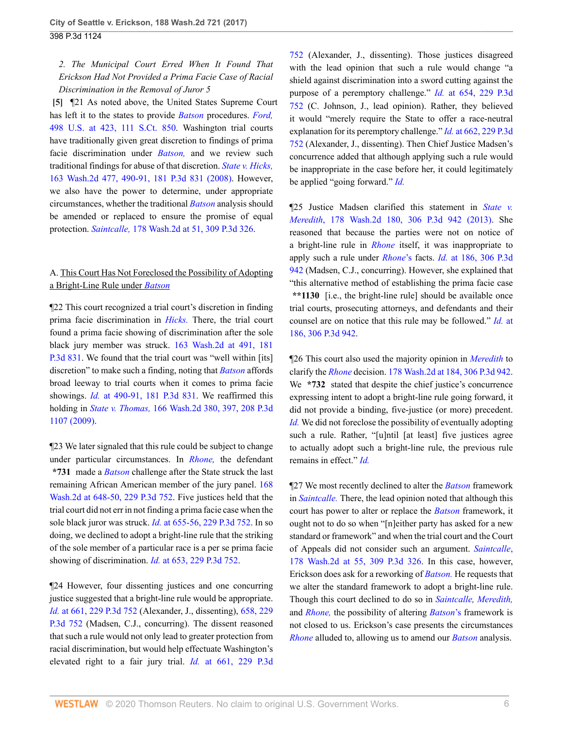*2. The Municipal Court Erred When It Found That Erickson Had Not Provided a Prima Facie Case of Racial Discrimination in the Removal of Juror 5*

**[5]** ¶21 As noted above, the United States Supreme Court has left it to the states to provide *Batson* procedures. *Ford,* 498 U.S. at 423, 111 S.Ct. 850. Washington trial courts have traditionally given great discretion to findings of prima facie discrimination under *Batson,* and we review such traditional findings for abuse of that discretion. *State v. Hicks,* 163 Wash.2d 477, 490-91, 181 P.3d 831 (2008). However, we also have the power to determine, under appropriate circumstances, whether the traditional *Batson* analysis should be amended or replaced to ensure the promise of equal protection. *Saintcalle,* 178 Wash.2d at 51, 309 P.3d 326.

A. This Court Has Not Foreclosed the Possibility of Adopting a Bright-Line Rule under *Batson*

¶22 This court recognized a trial court's discretion in finding prima facie discrimination in *Hicks.* There, the trial court found a prima facie showing of discrimination after the sole black jury member was struck. 163 Wash.2d at 491, 181 P.3d 831. We found that the trial court was "well within [its] discretion" to make such a finding, noting that *Batson* affords broad leeway to trial courts when it comes to prima facie showings. *Id.* at 490-91, 181 P.3d 831. We reaffirmed this holding in *State v. Thomas,* 166 Wash.2d 380, 397, 208 P.3d 1107 (2009).

¶23 We later signaled that this rule could be subject to change under particular circumstances. In *Rhone,* the defendant **\*731** made a *Batson* challenge after the State struck the last remaining African American member of the jury panel. 168 Wash.2d at 648-50, 229 P.3d 752. Five justices held that the trial court did not err in not finding a prima facie case when the sole black juror was struck. *Id.* at 655-56, 229 P.3d 752. In so doing, we declined to adopt a bright-line rule that the striking of the sole member of a particular race is a per se prima facie showing of discrimination. *Id.* at 653, 229 P.3d 752.

¶24 However, four dissenting justices and one concurring justice suggested that a bright-line rule would be appropriate. *Id.* at 661, 229 P.3d 752 (Alexander, J., dissenting), 658, 229 P.3d 752 (Madsen, C.J., concurring). The dissent reasoned that such a rule would not only lead to greater protection from racial discrimination, but would help effectuate Washington's elevated right to a fair jury trial. *Id.* at 661, 229 P.3d 752 (Alexander, J., dissenting). Those justices disagreed with the lead opinion that such a rule would change "a shield against discrimination into a sword cutting against the purpose of a peremptory challenge." *Id.* at 654, 229 P.3d 752 (C. Johnson, J., lead opinion). Rather, they believed it would "merely require the State to offer a race-neutral explanation for its peremptory challenge." *Id.* at 662, 229 P.3d 752 (Alexander, J., dissenting). Then Chief Justice Madsen's concurrence added that although applying such a rule would be inappropriate in the case before her, it could legitimately be applied "going forward." *Id.*

¶25 Justice Madsen clarified this statement in *State v. Meredith,* 178 Wash.2d 180, 306 P.3d 942 (2013). She reasoned that because the parties were not on notice of a bright-line rule in *Rhone* itself, it was inappropriate to apply such a rule under *Rhone*'s facts. *Id.* at 186, 306 P.3d 942 (Madsen, C.J., concurring). However, she explained that "this alternative method of establishing the prima facie case **\*\*1130** [i.e., the bright-line rule] should be available once trial courts, prosecuting attorneys, and defendants and their counsel are on notice that this rule may be followed." *Id.* at 186, 306 P.3d 942.

¶26 This court also used the majority opinion in *Meredith* to clarify the *Rhone* decision. 178 Wash.2d at 184, 306 P.3d 942. We **\*732** stated that despite the chief justice's concurrence expressing intent to adopt a bright-line rule going forward, it did not provide a binding, five-justice (or more) precedent. *Id.* We did not foreclose the possibility of eventually adopting such a rule. Rather, "[u]ntil [at least] five justices agree to actually adopt such a bright-line rule, the previous rule remains in effect." *Id.*

¶27 We most recently declined to alter the *Batson* framework in *Saintcalle.* There, the lead opinion noted that although this court has power to alter or replace the *Batson* framework, it ought not to do so when "[n]either party has asked for a new standard or framework" and when the trial court and the Court of Appeals did not consider such an argument. *Saintcalle,* 178 Wash.2d at 55, 309 P.3d 326. In this case, however, Erickson does ask for a reworking of *Batson.* He requests that we alter the standard framework to adopt a bright-line rule. Though this court declined to do so in *Saintcalle, Meredith,* and *Rhone,* the possibility of altering *Batson*'s framework is not closed to us. Erickson's case presents the circumstances *Rhone* alluded to, allowing us to amend our *Batson* analysis.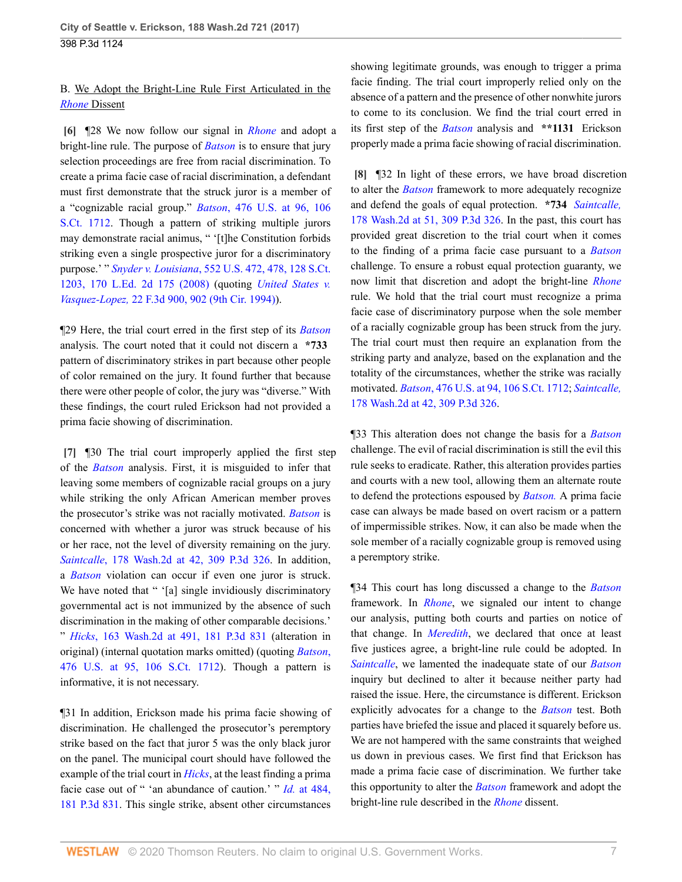B. We Adopt the Bright-Line Rule First Articulated in the *Rhone* Dissent

**[6]** ¶28 We now follow our signal in *Rhone* and adopt a bright-line rule. The purpose of *Batson* is to ensure that jury selection proceedings are free from racial discrimination. To create a prima facie case of racial discrimination, a defendant must first demonstrate that the struck juror is a member of a "cognizable racial group." *Batson*, 476 U.S. at 96, 106 S.Ct. 1712. Though a pattern of striking multiple jurors may demonstrate racial animus, " '[t]he Constitution forbids striking even a single prospective juror for a discriminatory purpose.' " *Snyder v. Louisiana*, 552 U.S. 472, 478, 128 S.Ct. 1203, 170 L.Ed. 2d 175 (2008) (quoting *United States v. Vasquez-Lopez,* 22 F.3d 900, 902 (9th Cir. 1994)).

¶29 Here, the trial court erred in the first step of its *Batson* analysis. The court noted that it could not discern a **\*733** pattern of discriminatory strikes in part because other people of color remained on the jury. It found further that because there were other people of color, the jury was "diverse." With these findings, the court ruled Erickson had not provided a prima facie showing of discrimination.

**[7]** ¶30 The trial court improperly applied the first step of the *Batson* analysis. First, it is misguided to infer that leaving some members of cognizable racial groups on a jury while striking the only African American member proves the prosecutor's strike was not racially motivated. *Batson* is concerned with whether a juror was struck because of his or her race, not the level of diversity remaining on the jury. *Saintcalle*, 178 Wash.2d at 42, 309 P.3d 326. In addition, a *Batson* violation can occur if even one juror is struck. We have noted that " '[a] single invidiously discriminatory governmental act is not immunized by the absence of such discrimination in the making of other comparable decisions.' " *Hicks*, 163 Wash.2d at 491, 181 P.3d 831 (alteration in original) (internal quotation marks omitted) (quoting *Batson*, 476 U.S. at 95, 106 S.Ct. 1712). Though a pattern is informative, it is not necessary.

¶31 In addition, Erickson made his prima facie showing of discrimination. He challenged the prosecutor's peremptory strike based on the fact that juror 5 was the only black juror on the panel. The municipal court should have followed the example of the trial court in *Hicks*, at the least finding a prima facie case out of " 'an abundance of caution.' " *Id.* at 484, 181 P.3d 831. This single strike, absent other circumstances showing legitimate grounds, was enough to trigger a prima facie finding. The trial court improperly relied only on the absence of a pattern and the presence of other nonwhite jurors to come to its conclusion. We find the trial court erred in its first step of the *Batson* analysis and **\*\*1131** Erickson properly made a prima facie showing of racial discrimination.

**[8]** ¶32 In light of these errors, we have broad discretion to alter the *Batson* framework to more adequately recognize and defend the goals of equal protection. **\*734** *Saintcalle,* 178 Wash.2d at 51, 309 P.3d 326. In the past, this court has provided great discretion to the trial court when it comes to the finding of a prima facie case pursuant to a *Batson* challenge. To ensure a robust equal protection guaranty, we now limit that discretion and adopt the bright-line *Rhone* rule. We hold that the trial court must recognize a prima facie case of discriminatory purpose when the sole member of a racially cognizable group has been struck from the jury. The trial court must then require an explanation from the striking party and analyze, based on the explanation and the totality of the circumstances, whether the strike was racially motivated. *Batson*, 476 U.S. at 94, 106 S.Ct. 1712; *Saintcalle,* 178 Wash.2d at 42, 309 P.3d 326.

¶33 This alteration does not change the basis for a *Batson* challenge. The evil of racial discrimination is still the evil this rule seeks to eradicate. Rather, this alteration provides parties and courts with a new tool, allowing them an alternate route to defend the protections espoused by *Batson.* A prima facie case can always be made based on overt racism or a pattern of impermissible strikes. Now, it can also be made when the sole member of a racially cognizable group is removed using a peremptory strike.

¶34 This court has long discussed a change to the *Batson* framework. In *Rhone*, we signaled our intent to change our analysis, putting both courts and parties on notice of that change. In *Meredith*, we declared that once at least five justices agree, a bright-line rule could be adopted. In *Saintcalle*, we lamented the inadequate state of our *Batson* inquiry but declined to alter it because neither party had raised the issue. Here, the circumstance is different. Erickson explicitly advocates for a change to the *Batson* test. Both parties have briefed the issue and placed it squarely before us. We are not hampered with the same constraints that weighed us down in previous cases. We first find that Erickson has made a prima facie case of discrimination. We further take this opportunity to alter the *Batson* framework and adopt the bright-line rule described in the *Rhone* dissent.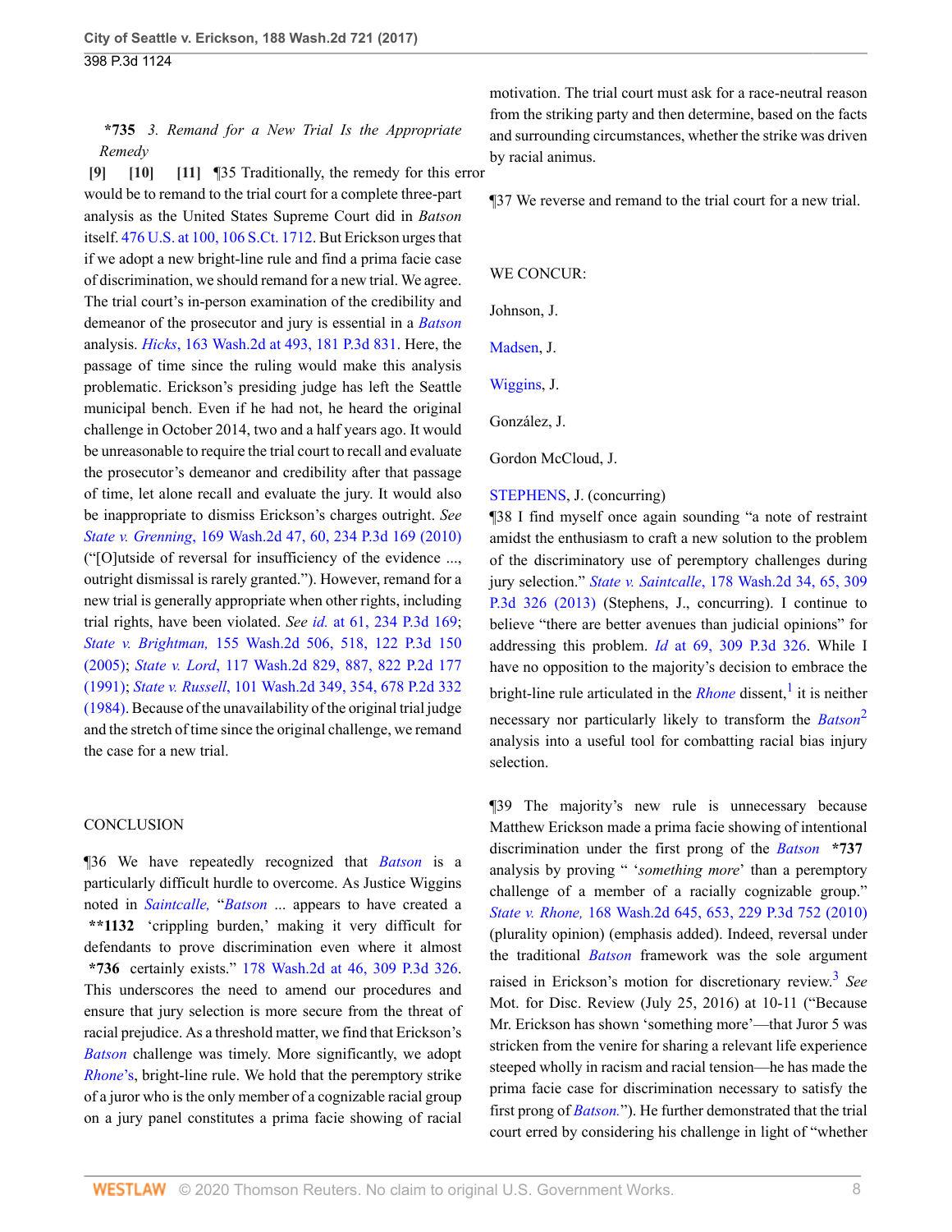**\*735** *3. Remand for a New Trial Is the Appropriate Remedy*

**[9] [10] [11]** ¶35 Traditionally, the remedy for this error would be to remand to the trial court for a complete three-part analysis as the United States Supreme Court did in *Batson* itself. 476 U.S. at 100, 106 S.Ct. 1712. But Erickson urges that if we adopt a new bright-line rule and find a prima facie case of discrimination, we should remand for a new trial. We agree. The trial court's in-person examination of the credibility and demeanor of the prosecutor and jury is essential in a *Batson* analysis. *Hicks*, 163 Wash.2d at 493, 181 P.3d 831. Here, the passage of time since the ruling would make this analysis problematic. Erickson's presiding judge has left the Seattle municipal bench. Even if he had not, he heard the original challenge in October 2014, two and a half years ago. It would be unreasonable to require the trial court to recall and evaluate the prosecutor's demeanor and credibility after that passage of time, let alone recall and evaluate the jury. It would also be inappropriate to dismiss Erickson's charges outright. *See State v. Grenning*, 169 Wash.2d 47, 60, 234 P.3d 169 (2010) ("[O]utside of reversal for insufficiency of the evidence ..., outright dismissal is rarely granted."). However, remand for a new trial is generally appropriate when other rights, including trial rights, have been violated. *See id.* at 61, 234 P.3d 169; *State v. Brightman,* 155 Wash.2d 506, 518, 122 P.3d 150 (2005); *State v. Lord*, 117 Wash.2d 829, 887, 822 P.2d 177 (1991); *State v. Russell*, 101 Wash.2d 349, 354, 678 P.2d 332 (1984). Because of the unavailability of the original trial judge and the stretch of time since the original challenge, we remand the case for a new trial.

## CONCLUSION

¶36 We have repeatedly recognized that *Batson* is a particularly difficult hurdle to overcome. As Justice Wiggins noted in *Saintcalle,* "*Batson* ... appears to have created a **\*\*1132** 'crippling burden,' making it very difficult for defendants to prove discrimination even where it almost **\*736** certainly exists." 178 Wash.2d at 46, 309 P.3d 326. This underscores the need to amend our procedures and ensure that jury selection is more secure from the threat of racial prejudice. As a threshold matter, we find that Erickson's *Batson* challenge was timely. More significantly, we adopt *Rhone*'s, bright-line rule. We hold that the peremptory strike of a juror who is the only member of a cognizable racial group on a jury panel constitutes a prima facie showing of racial motivation. The trial court must ask for a race-neutral reason from the striking party and then determine, based on the facts and surrounding circumstances, whether the strike was driven by racial animus.

¶37 We reverse and remand to the trial court for a new trial.

WE CONCUR:

Johnson, J.

Madsen, J.

Wiggins, J.

González, J.

Gordon McCloud, J.

STEPHENS, J. (concurring)

¶38 I find myself once again sounding "a note of restraint amidst the enthusiasm to craft a new solution to the problem of the discriminatory use of peremptory challenges during jury selection." *State v. Saintcalle*, 178 Wash.2d 34, 65, 309 P.3d 326 (2013) (Stephens, J., concurring). I continue to believe "there are better avenues than judicial opinions" for addressing this problem. *Id* at 69, 309 P.3d 326. While I have no opposition to the majority's decision to embrace the bright-line rule articulated in the *Rhone* dissent,[1] it is neither necessary nor particularly likely to transform the *Batson*[2] analysis into a useful tool for combatting racial bias injury selection.

¶39 The majority's new rule is unnecessary because Matthew Erickson made a prima facie showing of intentional discrimination under the first prong of the *Batson* **\*737** analysis by proving " '*something more*' than a peremptory challenge of a member of a racially cognizable group." *State v. Rhone,* 168 Wash.2d 645, 653, 229 P.3d 752 (2010) (plurality opinion) (emphasis added). Indeed, reversal under the traditional *Batson* framework was the sole argument raised in Erickson's motion for discretionary review.[3] *See* Mot. for Disc. Review (July 25, 2016) at 10-11 ("Because Mr. Erickson has shown 'something more'—that Juror 5 was stricken from the venire for sharing a relevant life experience steeped wholly in racism and racial tension—he has made the prima facie case for discrimination necessary to satisfy the first prong of *Batson.*"). He further demonstrated that the trial court erred by considering his challenge in light of "whether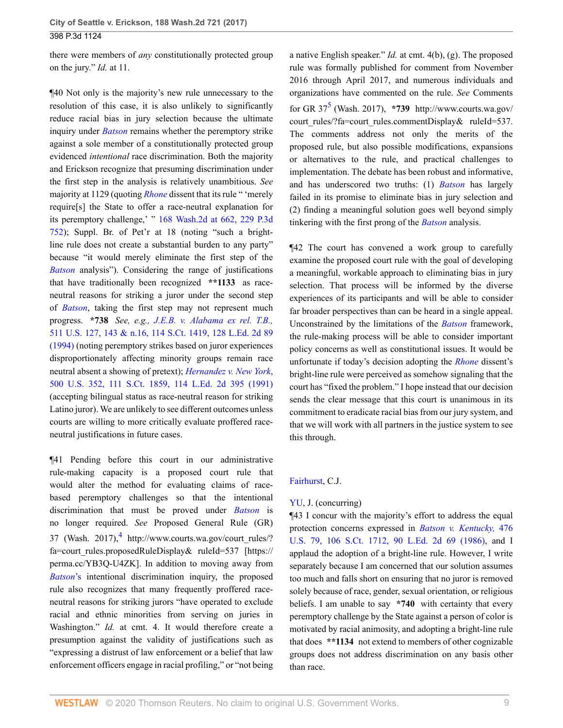there were members of *any* constitutionally protected group on the jury." *Id.* at 11.

¶40 Not only is the majority's new rule unnecessary to the resolution of this case, it is also unlikely to significantly reduce racial bias in jury selection because the ultimate inquiry under *Batson* remains whether the peremptory strike against a sole member of a constitutionally protected group evidenced *intentional* race discrimination. Both the majority and Erickson recognize that presuming discrimination under the first step in the analysis is relatively unambitious. *See* majority at 1129 (quoting *Rhone* dissent that its rule " 'merely require[s] the State to offer a race-neutral explanation for its peremptory challenge,' " 168 Wash.2d at 662, 229 P.3d 752); Suppl. Br. of Pet'r at 18 (noting "such a bright-line rule does not create a substantial burden to any party" because "it would merely eliminate the first step of the *Batson* analysis"). Considering the range of justifications that have traditionally been recognized **\*\*1133** as race-neutral reasons for striking a juror under the second step of *Batson*, taking the first step may not represent much progress. **\*738** *See, e.g., J.E.B. v. Alabama ex rel. T.B.,* 511 U.S. 127, 143 & n.16, 114 S.Ct. 1419, 128 L.Ed. 2d 89 (1994) (noting peremptory strikes based on juror experiences disproportionately affecting minority groups remain race neutral absent a showing of pretext); *Hernandez v. New York,* 500 U.S. 352, 111 S.Ct. 1859, 114 L.Ed. 2d 395 (1991) (accepting bilingual status as race-neutral reason for striking Latino juror). We are unlikely to see different outcomes unless courts are willing to more critically evaluate proffered race-neutral justifications in future cases.

¶41 Pending before this court in our administrative rule-making capacity is a proposed court rule that would alter the method for evaluating claims of race-based peremptory challenges so that the intentional discrimination that must be proved under *Batson* is no longer required. *See* Proposed General Rule (GR) 37 (Wash. 2017),[4] http://www.courts.wa.gov/court_rules/?fa=court_rules.proposedRuleDisplay& ruleId=537 [https://perma.cc/YB3Q-U4ZK]. In addition to moving away from *Batson*'s intentional discrimination inquiry, the proposed rule also recognizes that many frequently proffered race-neutral reasons for striking jurors "have operated to exclude racial and ethnic minorities from serving on juries in Washington." *Id.* at cmt. 4. It would therefore create a presumption against the validity of justifications such as "expressing a distrust of law enforcement or a belief that law enforcement officers engage in racial profiling," or "not being a native English speaker." *Id.* at cmt. 4(b), (g). The proposed rule was formally published for comment from November 2016 through April 2017, and numerous individuals and organizations have commented on the rule. *See* Comments for GR 37[5] (Wash. 2017), **\*739** http://www.courts.wa.gov/court_rules/?fa=court_rules.commentDisplay& ruleId=537. The comments address not only the merits of the proposed rule, but also possible modifications, expansions or alternatives to the rule, and practical challenges to implementation. The debate has been robust and informative, and has underscored two truths: (1) *Batson* has largely failed in its promise to eliminate bias in jury selection and (2) finding a meaningful solution goes well beyond simply tinkering with the first prong of the *Batson* analysis.

¶42 The court has convened a work group to carefully examine the proposed court rule with the goal of developing a meaningful, workable approach to eliminating bias in jury selection. That process will be informed by the diverse experiences of its participants and will be able to consider far broader perspectives than can be heard in a single appeal. Unconstrained by the limitations of the *Batson* framework, the rule-making process will be able to consider important policy concerns as well as constitutional issues. It would be unfortunate if today's decision adopting the *Rhone* dissent's bright-line rule were perceived as somehow signaling that the court has "fixed the problem." I hope instead that our decision sends the clear message that this court is unanimous in its commitment to eradicate racial bias from our jury system, and that we will work with all partners in the justice system to see this through.

Fairhurst, C.J.

YU, J. (concurring)

¶43 I concur with the majority's effort to address the equal protection concerns expressed in *Batson v. Kentucky,* 476 U.S. 79, 106 S.Ct. 1712, 90 L.Ed. 2d 69 (1986), and I applaud the adoption of a bright-line rule. However, I write separately because I am concerned that our solution assumes too much and falls short on ensuring that no juror is removed solely because of race, gender, sexual orientation, or religious beliefs. I am unable to say **\*740** with certainty that every peremptory challenge by the State against a person of color is motivated by racial animosity, and adopting a bright-line rule that does **\*\*1134** not extend to members of other cognizable groups does not address discrimination on any basis other than race.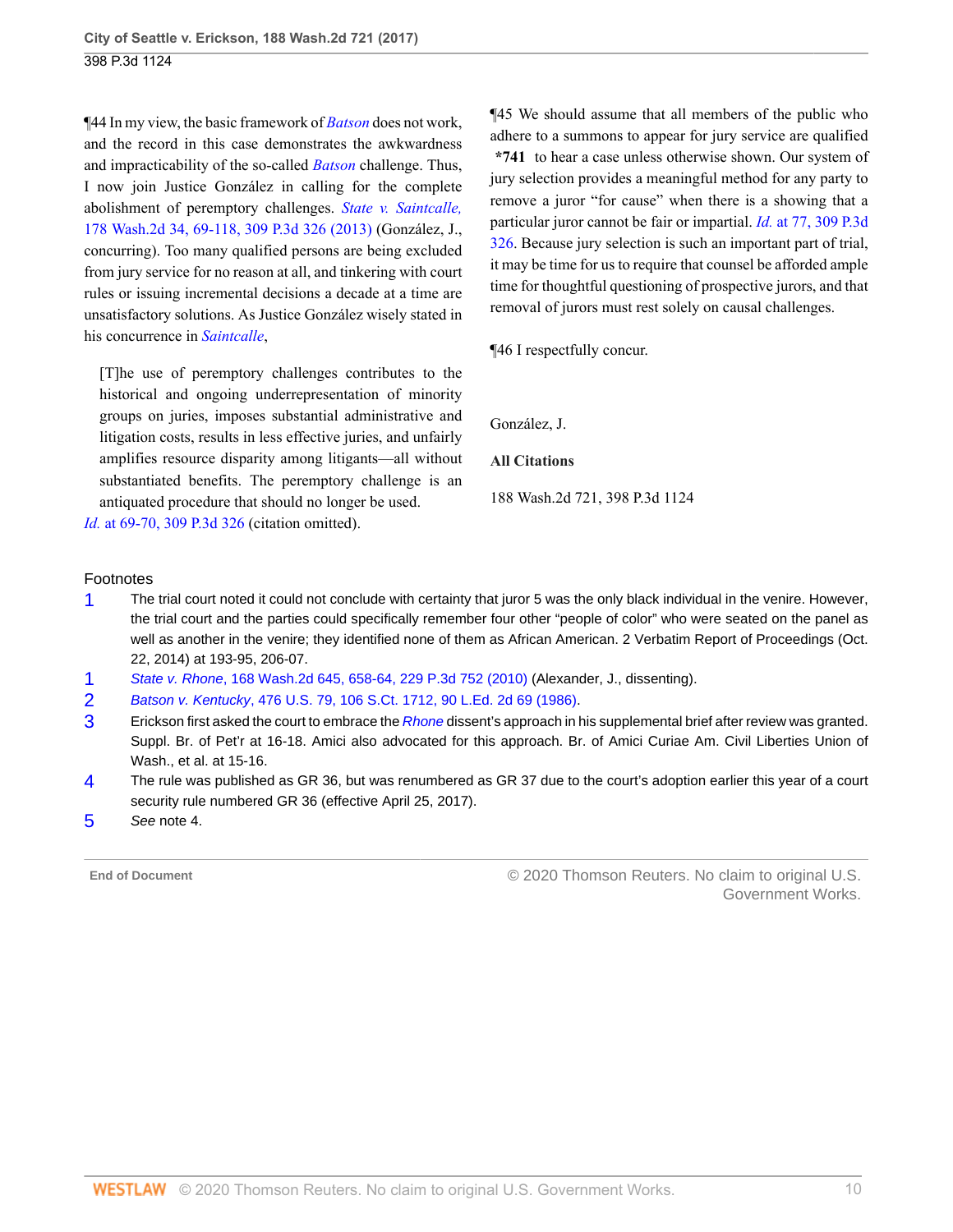¶44 In my view, the basic framework of *Batson* does not work, and the record in this case demonstrates the awkwardness and impracticability of the so-called *Batson* challenge. Thus, I now join Justice González in calling for the complete abolishment of peremptory challenges. *State v. Saintcalle,* 178 Wash.2d 34, 69-118, 309 P.3d 326 (2013) (González, J., concurring). Too many qualified persons are being excluded from jury service for no reason at all, and tinkering with court rules or issuing incremental decisions a decade at a time are unsatisfactory solutions. As Justice González wisely stated in his concurrence in *Saintcalle*,

> [T]he use of peremptory challenges contributes to the historical and ongoing underrepresentation of minority groups on juries, imposes substantial administrative and litigation costs, results in less effective juries, and unfairly amplifies resource disparity among litigants—all without substantiated benefits. The peremptory challenge is an antiquated procedure that should no longer be used.

*Id.* at 69-70, 309 P.3d 326 (citation omitted).

¶45 We should assume that all members of the public who adhere to a summons to appear for jury service are qualified **\*741** to hear a case unless otherwise shown. Our system of jury selection provides a meaningful method for any party to remove a juror "for cause" when there is a showing that a particular juror cannot be fair or impartial. *Id.* at 77, 309 P.3d 326. Because jury selection is such an important part of trial, it may be time for us to require that counsel be afforded ample time for thoughtful questioning of prospective jurors, and that removal of jurors must rest solely on causal challenges.

¶46 I respectfully concur.

González, J.

**All Citations**

188 Wash.2d 721, 398 P.3d 1124

## Footnotes

1 The trial court noted it could not conclude with certainty that juror 5 was the only black individual in the venire. However, the trial court and the parties could specifically remember four other "people of color" who were seated on the panel as well as another in the venire; they identified none of them as African American. 2 Verbatim Report of Proceedings (Oct. 22, 2014) at 193-95, 206-07.

1 *State v. Rhone*, 168 Wash.2d 645, 658-64, 229 P.3d 752 (2010) (Alexander, J., dissenting).

2 *Batson v. Kentucky*, 476 U.S. 79, 106 S.Ct. 1712, 90 L.Ed. 2d 69 (1986).

3 Erickson first asked the court to embrace the *Rhone* dissent's approach in his supplemental brief after review was granted. Suppl. Br. of Pet'r at 16-18. Amici also advocated for this approach. Br. of Amici Curiae Am. Civil Liberties Union of Wash., et al. at 15-16.

4 The rule was published as GR 36, but was renumbered as GR 37 due to the court's adoption earlier this year of a court security rule numbered GR 36 (effective April 25, 2017).

5 *See* note 4.

End of Document

© 2020 Thomson Reuters. No claim to original U.S. Government Works.